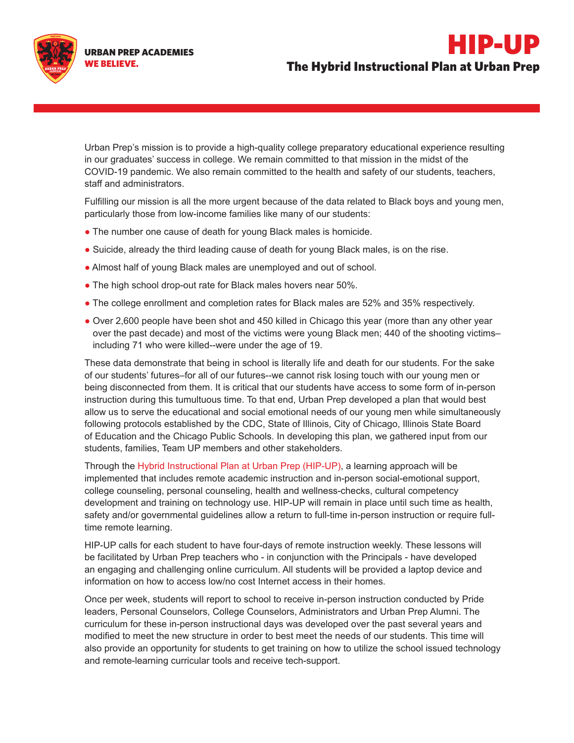URBAN PREP ACADEMIES
**WE BELIEVE.**

# HIP-UP

## The Hybrid Instructional Plan at Urban Prep

Urban Prep's mission is to provide a high-quality college preparatory educational experience resulting in our graduates' success in college. We remain committed to that mission in the midst of the COVID-19 pandemic. We also remain committed to the health and safety of our students, teachers, staff and administrators.

Fulfilling our mission is all the more urgent because of the data related to Black boys and young men, particularly those from low-income families like many of our students:

- The number one cause of death for young Black males is homicide.
- Suicide, already the third leading cause of death for young Black males, is on the rise.
- Almost half of young Black males are unemployed and out of school.
- The high school drop-out rate for Black males hovers near 50%.
- The college enrollment and completion rates for Black males are 52% and 35% respectively.
- Over 2,600 people have been shot and 450 killed in Chicago this year (more than any other year over the past decade) and most of the victims were young Black men; 440 of the shooting victims–including 71 who were killed--were under the age of 19.

These data demonstrate that being in school is literally life and death for our students. For the sake of our students' futures–for all of our futures--we cannot risk losing touch with our young men or being disconnected from them. It is critical that our students have access to some form of in-person instruction during this tumultuous time. To that end, Urban Prep developed a plan that would best allow us to serve the educational and social emotional needs of our young men while simultaneously following protocols established by the CDC, State of Illinois, City of Chicago, Illinois State Board of Education and the Chicago Public Schools. In developing this plan, we gathered input from our students, families, Team UP members and other stakeholders.

Through the Hybrid Instructional Plan at Urban Prep (HIP-UP), a learning approach will be implemented that includes remote academic instruction and in-person social-emotional support, college counseling, personal counseling, health and wellness-checks, cultural competency development and training on technology use. HIP-UP will remain in place until such time as health, safety and/or governmental guidelines allow a return to full-time in-person instruction or require full-time remote learning.

HIP-UP calls for each student to have four-days of remote instruction weekly. These lessons will be facilitated by Urban Prep teachers who - in conjunction with the Principals - have developed an engaging and challenging online curriculum. All students will be provided a laptop device and information on how to access low/no cost Internet access in their homes.

Once per week, students will report to school to receive in-person instruction conducted by Pride leaders, Personal Counselors, College Counselors, Administrators and Urban Prep Alumni. The curriculum for these in-person instructional days was developed over the past several years and modified to meet the new structure in order to best meet the needs of our students. This time will also provide an opportunity for students to get training on how to utilize the school issued technology and remote-learning curricular tools and receive tech-support.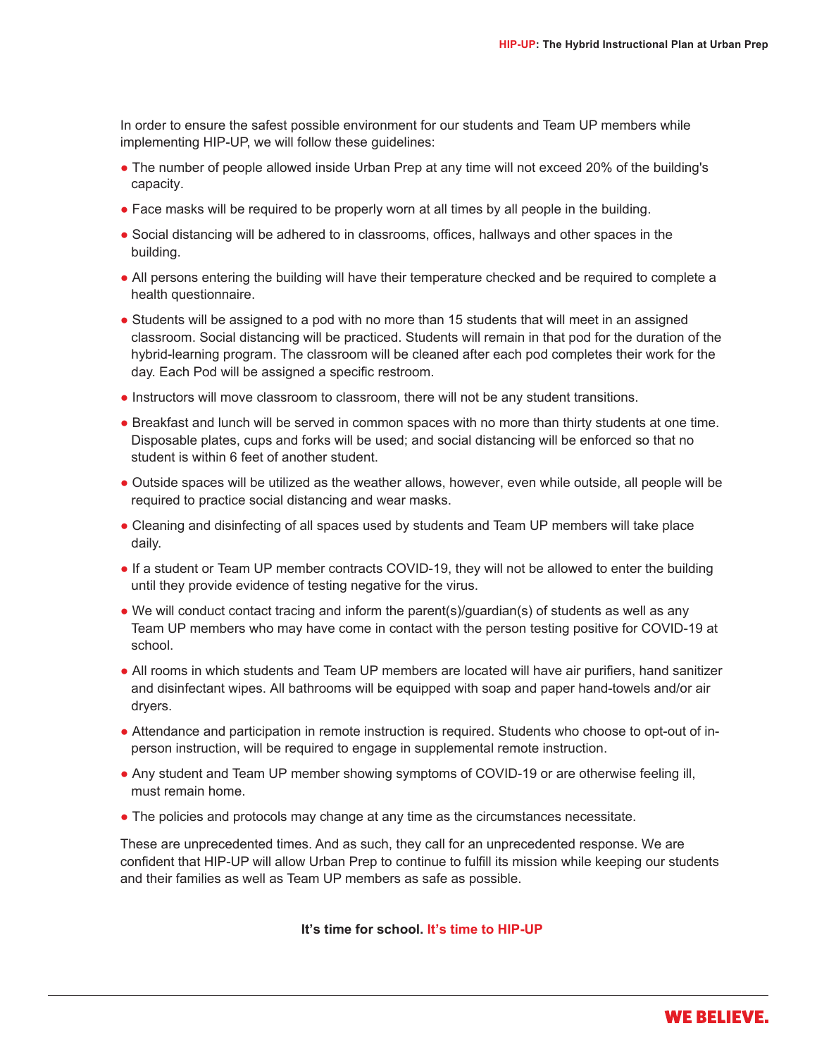In order to ensure the safest possible environment for our students and Team UP members while implementing HIP-UP, we will follow these guidelines:

- The number of people allowed inside Urban Prep at any time will not exceed 20% of the building's capacity.
- Face masks will be required to be properly worn at all times by all people in the building.
- Social distancing will be adhered to in classrooms, offices, hallways and other spaces in the building.
- All persons entering the building will have their temperature checked and be required to complete a health questionnaire.
- Students will be assigned to a pod with no more than 15 students that will meet in an assigned classroom. Social distancing will be practiced. Students will remain in that pod for the duration of the hybrid-learning program. The classroom will be cleaned after each pod completes their work for the day. Each Pod will be assigned a specific restroom.
- Instructors will move classroom to classroom, there will not be any student transitions.
- Breakfast and lunch will be served in common spaces with no more than thirty students at one time. Disposable plates, cups and forks will be used; and social distancing will be enforced so that no student is within 6 feet of another student.
- Outside spaces will be utilized as the weather allows, however, even while outside, all people will be required to practice social distancing and wear masks.
- Cleaning and disinfecting of all spaces used by students and Team UP members will take place daily.
- If a student or Team UP member contracts COVID-19, they will not be allowed to enter the building until they provide evidence of testing negative for the virus.
- We will conduct contact tracing and inform the parent(s)/guardian(s) of students as well as any Team UP members who may have come in contact with the person testing positive for COVID-19 at school.
- All rooms in which students and Team UP members are located will have air purifiers, hand sanitizer and disinfectant wipes. All bathrooms will be equipped with soap and paper hand-towels and/or air dryers.
- Attendance and participation in remote instruction is required. Students who choose to opt-out of in-person instruction, will be required to engage in supplemental remote instruction.
- Any student and Team UP member showing symptoms of COVID-19 or are otherwise feeling ill, must remain home.
- The policies and protocols may change at any time as the circumstances necessitate.

These are unprecedented times. And as such, they call for an unprecedented response. We are confident that HIP-UP will allow Urban Prep to continue to fulfill its mission while keeping our students and their families as well as Team UP members as safe as possible.

**It's time for school. It's time to HIP-UP**

**WE BELIEVE.**